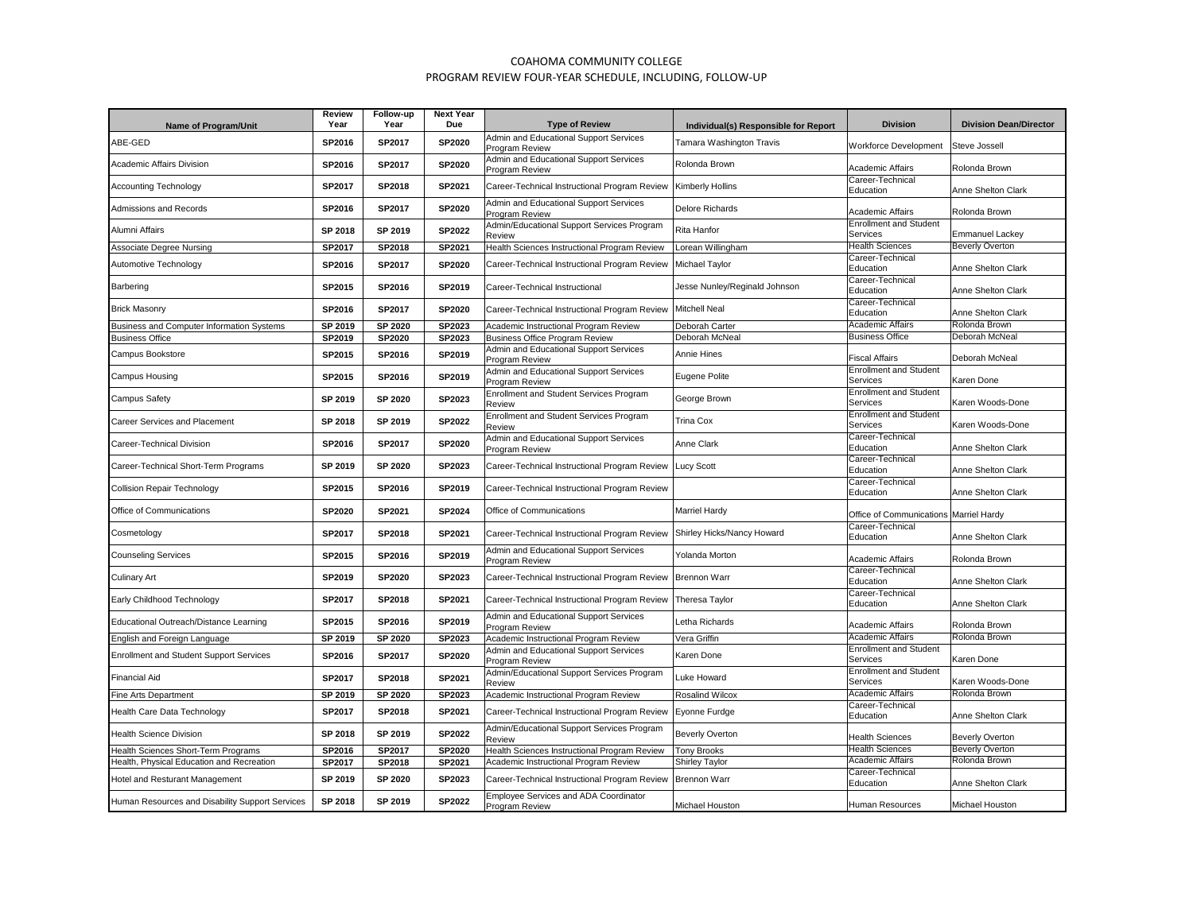# COAHOMA COMMUNITY COLLEGE
## PROGRAM REVIEW FOUR-YEAR SCHEDULE, INCLUDING, FOLLOW-UP

| Name of Program/Unit | Review Year | Follow-up Year | Next Year Due | Type of Review | Individual(s) Responsible for Report | Division | Division Dean/Director |
|---|---|---|---|---|---|---|---|
| ABE-GED | SP2016 | SP2017 | SP2020 | Admin and Educational Support Services Program Review | Tamara Washington Travis | Workforce Development | Steve Jossell |
| Academic Affairs Division | SP2016 | SP2017 | SP2020 | Admin and Educational Support Services Program Review | Rolonda Brown | Academic Affairs | Rolonda Brown |
| Accounting Technology | SP2017 | SP2018 | SP2021 | Career-Technical Instructional Program Review | Kimberly Hollins | Career-Technical Education | Anne Shelton Clark |
| Admissions and Records | SP2016 | SP2017 | SP2020 | Admin and Educational Support Services Program Review | Delore Richards | Academic Affairs | Rolonda Brown |
| Alumni Affairs | SP 2018 | SP 2019 | SP2022 | Admin/Educational Support Services Program Review | Rita Hanfor | Enrollment and Student Services | Emmanuel Lackey |
| Associate Degree Nursing | SP2017 | SP2018 | SP2021 | Health Sciences Instructional Program Review | Lorean Willingham | Health Sciences | Beverly Overton |
| Automotive Technology | SP2016 | SP2017 | SP2020 | Career-Technical Instructional Program Review | Michael Taylor | Career-Technical Education | Anne Shelton Clark |
| Barbering | SP2015 | SP2016 | SP2019 | Career-Technical Instructional | Jesse Nunley/Reginald Johnson | Career-Technical Education | Anne Shelton Clark |
| Brick Masonry | SP2016 | SP2017 | SP2020 | Career-Technical Instructional Program Review | Mitchell Neal | Career-Technical Education | Anne Shelton Clark |
| Business and Computer Information Systems | SP 2019 | SP 2020 | SP2023 | Academic Instructional Program Review | Deborah Carter | Academic Affairs | Rolonda Brown |
| Business Office | SP2019 | SP2020 | SP2023 | Business Office Program Review | Deborah McNeal | Business Office | Deborah McNeal |
| Campus Bookstore | SP2015 | SP2016 | SP2019 | Admin and Educational Support Services Program Review | Annie Hines | Fiscal Affairs | Deborah McNeal |
| Campus Housing | SP2015 | SP2016 | SP2019 | Admin and Educational Support Services Program Review | Eugene Polite | Enrollment and Student Services | Karen Done |
| Campus Safety | SP 2019 | SP 2020 | SP2023 | Enrollment and Student Services Program Review | George Brown | Enrollment and Student Services | Karen Woods-Done |
| Career Services and Placement | SP 2018 | SP 2019 | SP2022 | Enrollment and Student Services Program Review | Trina Cox | Enrollment and Student Services | Karen Woods-Done |
| Career-Technical Division | SP2016 | SP2017 | SP2020 | Admin and Educational Support Services Program Review | Anne Clark | Career-Technical Education | Anne Shelton Clark |
| Career-Technical Short-Term Programs | SP 2019 | SP 2020 | SP2023 | Career-Technical Instructional Program Review | Lucy Scott | Career-Technical Education | Anne Shelton Clark |
| Collision Repair Technology | SP2015 | SP2016 | SP2019 | Career-Technical Instructional Program Review | | Career-Technical Education | Anne Shelton Clark |
| Office of Communications | SP2020 | SP2021 | SP2024 | Office of Communications | Marriel Hardy | Office of Communications | Marriel Hardy |
| Cosmetology | SP2017 | SP2018 | SP2021 | Career-Technical Instructional Program Review | Shirley Hicks/Nancy Howard | Career-Technical Education | Anne Shelton Clark |
| Counseling Services | SP2015 | SP2016 | SP2019 | Admin and Educational Support Services Program Review | Yolanda Morton | Academic Affairs | Rolonda Brown |
| Culinary Art | SP2019 | SP2020 | SP2023 | Career-Technical Instructional Program Review | Brennon Warr | Career-Technical Education | Anne Shelton Clark |
| Early Childhood Technology | SP2017 | SP2018 | SP2021 | Career-Technical Instructional Program Review | Theresa Taylor | Career-Technical Education | Anne Shelton Clark |
| Educational Outreach/Distance Learning | SP2015 | SP2016 | SP2019 | Admin and Educational Support Services Program Review | Letha Richards | Academic Affairs | Rolonda Brown |
| English and Foreign Language | SP 2019 | SP 2020 | SP2023 | Academic Instructional Program Review | Vera Griffin | Academic Affairs | Rolonda Brown |
| Enrollment and Student Support Services | SP2016 | SP2017 | SP2020 | Admin and Educational Support Services Program Review | Karen Done | Enrollment and Student Services | Karen Done |
| Financial Aid | SP2017 | SP2018 | SP2021 | Admin/Educational Support Services Program Review | Luke Howard | Enrollment and Student Services | Karen Woods-Done |
| Fine Arts Department | SP 2019 | SP 2020 | SP2023 | Academic Instructional Program Review | Rosalind Wilcox | Academic Affairs | Rolonda Brown |
| Health Care Data Technology | SP2017 | SP2018 | SP2021 | Career-Technical Instructional Program Review | Eyonne Furdge | Career-Technical Education | Anne Shelton Clark |
| Health Science Division | SP 2018 | SP 2019 | SP2022 | Admin/Educational Support Services Program Review | Beverly Overton | Health Sciences | Beverly Overton |
| Health Sciences Short-Term Programs | SP2016 | SP2017 | SP2020 | Health Sciences Instructional Program Review | Tony Brooks | Health Sciences | Beverly Overton |
| Health, Physical Education and Recreation | SP2017 | SP2018 | SP2021 | Academic Instructional Program Review | Shirley Taylor | Academic Affairs | Rolonda Brown |
| Hotel and Resturant Management | SP 2019 | SP 2020 | SP2023 | Career-Technical Instructional Program Review | Brennon Warr | Career-Technical Education | Anne Shelton Clark |
| Human Resources and Disability Support Services | SP 2018 | SP 2019 | SP2022 | Employee Services and ADA Coordinator Program Review | Michael Houston | Human Resources | Michael Houston |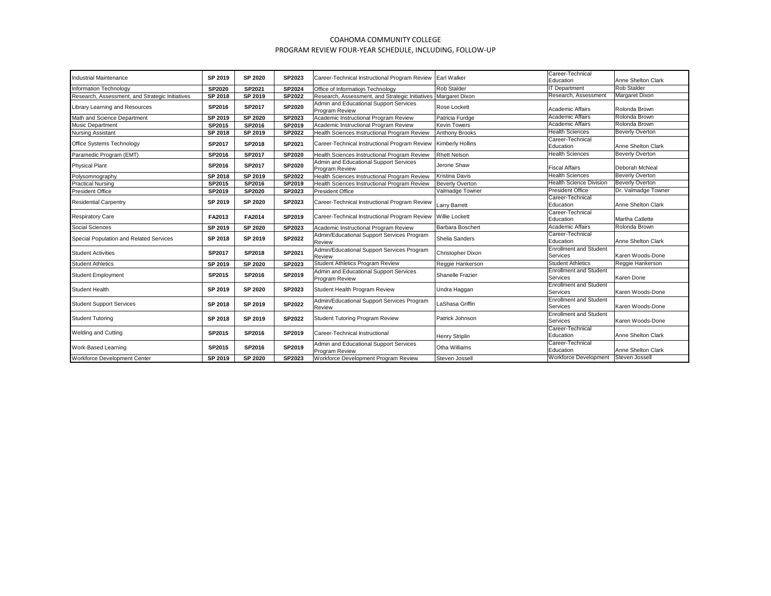# COAHOMA COMMUNITY COLLEGE
## PROGRAM REVIEW FOUR-YEAR SCHEDULE, INCLUDING, FOLLOW-UP

| | | | | | | | |
|---|---|---|---|---|---|---|---|
| Industrial Maintenance | **SP 2019** | **SP 2020** | **SP2023** | Career-Technical Instructional Program Review | Earl Walker | Career-Technical Education | Anne Shelton Clark |
| Information Technology | **SP2020** | **SP2021** | **SP2024** | Office of Informatiojn Technology | Rob Stalder | IT Department | Rob Stalder |
| Research, Assessment, and Strategic Initiatives | **SP 2018** | **SP 2019** | **SP2022** | Research, Assessment, and Strategic Initiatives | Margaret Dixon | Research, Assessment | Margaret Dixon |
| Library Learning and Resources | **SP2016** | **SP2017** | **SP2020** | Admin and Educational Support Services Program Review | Rose Lockett | Academic Affairs | Rolonda Brown |
| Math and Science Department | **SP 2019** | **SP 2020** | **SP2023** | Academic Instructional Program Review | Patricia Furdge | Academic Affairs | Rolonda Brown |
| Music Department | **SP2015** | **SP2016** | **SP2019** | Academic Instructional Program Review | Kevin Towers | Academic Affairs | Rolonda Brown |
| Nursing Assistant | **SP 2018** | **SP 2019** | **SP2022** | Health Sciences Instructional Program Review | Anthony Brooks | Health Sciences | Beverly Overton |
| Office Systems Technology | **SP2017** | **SP2018** | **SP2021** | Career-Technical Instructional Program Review | Kimberly Hollins | Career-Technical Education | Anne Shelton Clark |
| Paramedic Program (EMT) | **SP2016** | **SP2017** | **SP2020** | Health Sciences Instructional Program Review | Rhett Nelson | Health Sciences | Beverly Overton |
| Physical Plant | **SP2016** | **SP2017** | **SP2020** | Admin and Educational Support Services Program Review | Jerone Shaw | Fiscal Affairs | Deborah McNeal |
| Polysomnography | **SP 2018** | **SP 2019** | **SP2022** | Health Sciences Instructional Program Review | Kristina Davis | Health Sciences | Beverly Overton |
| Practical Nursing | **SP2015** | **SP2016** | **SP2019** | Health Sciences Instructional Program Review | Beverly Overton | Health Science Division | Beverly Overton |
| President Office | **SP2019** | **SP2020** | **SP2023** | President Office | Valmadge Towner | President Office | Dr. Valmadge Towner |
| Residential Carpentry | **SP 2019** | **SP 2020** | **SP2023** | Career-Technical Instructional Program Review | Larry Barrett | Career-Technical Education | Anne Shelton Clark |
| Respiratory Care | **FA2013** | **FA2014** | **SP2019** | Career-Technical Instructional Program Review | Willie Lockett | Career-Technical Education | Martha Catlette |
| Social Sciences | **SP 2019** | **SP 2020** | **SP2023** | Academic Instructional Program Review | Barbara Boschert | Academic Affairs | Rolonda Brown |
| Special Population and Related Services | **SP 2018** | **SP 2019** | **SP2022** | Admin/Educational Support Services Program Review | Shelia Sanders | Career-Technical Education | Anne Shelton Clark |
| Student Activities | **SP2017** | **SP2018** | **SP2021** | Admin/Educational Support Services Program Review | Christopher Dixon | Enrollment and Student Services | Karen Woods-Done |
| Student Athletics | **SP 2019** | **SP 2020** | **SP2023** | Student Athletics Program Review | Reggie Hankerson | Student Athletics | Reggie Hankerson |
| Student Employment | **SP2015** | **SP2016** | **SP2019** | Admin and Educational Support Services Program Review | Shanelle Frazier | Enrollment and Student Services | Karen Done |
| Student Health | **SP 2019** | **SP 2020** | **SP2023** | Student Health Program Review | Undra Haggan | Enrollment and Student Services | Karen Woods-Done |
| Student Support Services | **SP 2018** | **SP 2019** | **SP2022** | Admin/Educational Support Services Program Review | LaShasa Griffin | Enrollment and Student Services | Karen Woods-Done |
| Student Tutoring | **SP 2018** | **SP 2019** | **SP2022** | Student Tutoring Program Review | Patrick Johnson | Enrollment and Student Services | Karen Woods-Done |
| Welding and Cutting | **SP2015** | **SP2016** | **SP2019** | Career-Technical Instructional | Henry Striplin | Career-Technical Education | Anne Shelton Clark |
| Work-Based Learning | **SP2015** | **SP2016** | **SP2019** | Admin and Educational Support Services Program Review | Otha Williams | Career-Technical Education | Anne Shelton Clark |
| Workforce Development Center | **SP 2019** | **SP 2020** | **SP2023** | Workforce Development Program Review | Steven Jossell | Workforce Development | Steven Jossell |